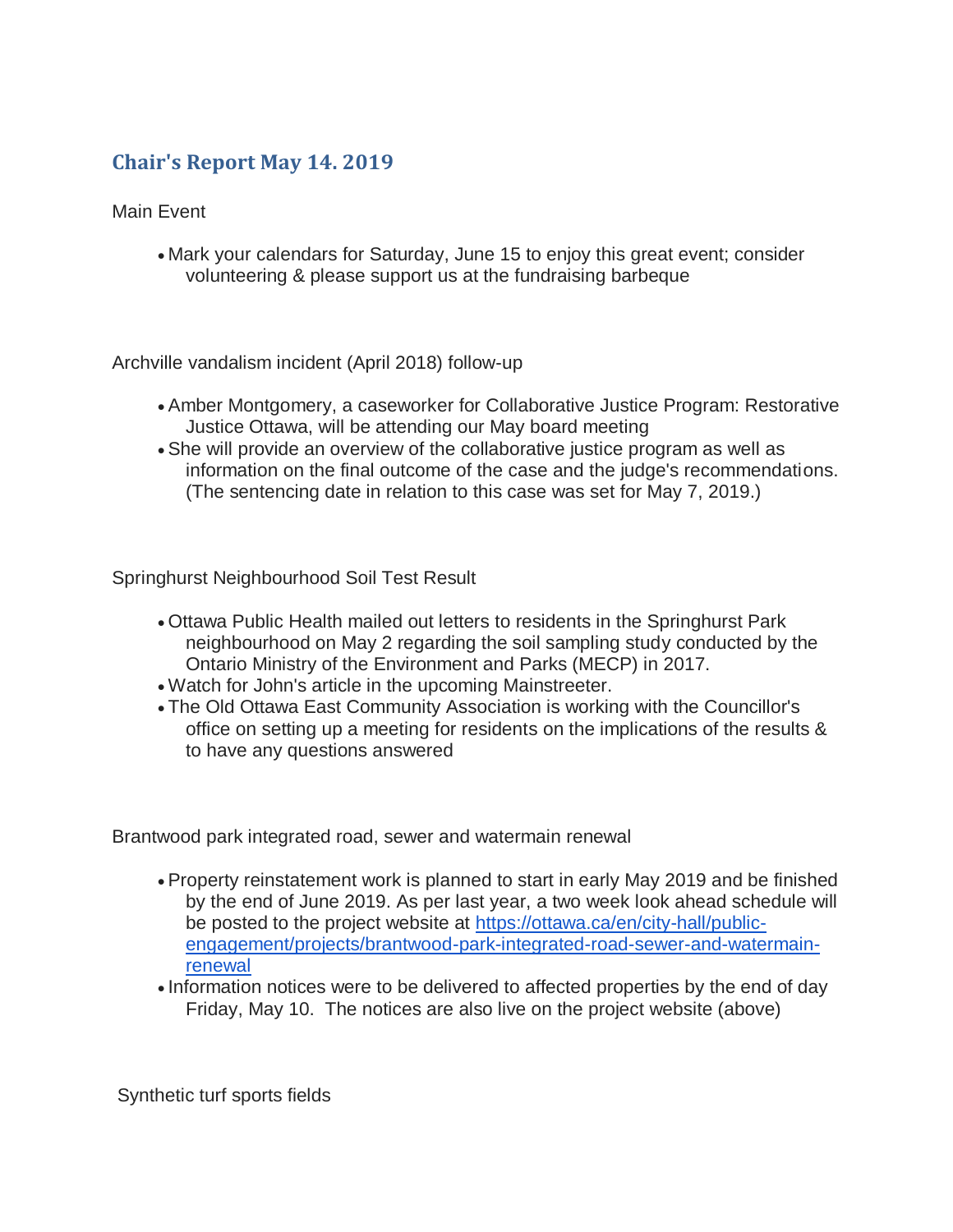## Chair's Report May 14. 2019

Main Event

- Mark your calendars for Saturday, June 15 to enjoy this great event; consider volunteering & please support us at the fundraising barbeque

Archville vandalism incident (April 2018) follow-up

- Amber Montgomery, a caseworker for Collaborative Justice Program: Restorative Justice Ottawa, will be attending our May board meeting
- She will provide an overview of the collaborative justice program as well as information on the final outcome of the case and the judge's recommendations. (The sentencing date in relation to this case was set for May 7, 2019.)

Springhurst Neighbourhood Soil Test Result

- Ottawa Public Health mailed out letters to residents in the Springhurst Park neighbourhood on May 2 regarding the soil sampling study conducted by the Ontario Ministry of the Environment and Parks (MECP) in 2017.
- Watch for John's article in the upcoming Mainstreeter.
- The Old Ottawa East Community Association is working with the Councillor's office on setting up a meeting for residents on the implications of the results & to have any questions answered

Brantwood park integrated road, sewer and watermain renewal

- Property reinstatement work is planned to start in early May 2019 and be finished by the end of June 2019. As per last year, a two week look ahead schedule will be posted to the project website at [https://ottawa.ca/en/city-hall/public-engagement/projects/brantwood-park-integrated-road-sewer-and-watermain-renewal](https://ottawa.ca/en/city-hall/public-engagement/projects/brantwood-park-integrated-road-sewer-and-watermain-renewal)
- Information notices were to be delivered to affected properties by the end of day Friday, May 10. The notices are also live on the project website (above)

Synthetic turf sports fields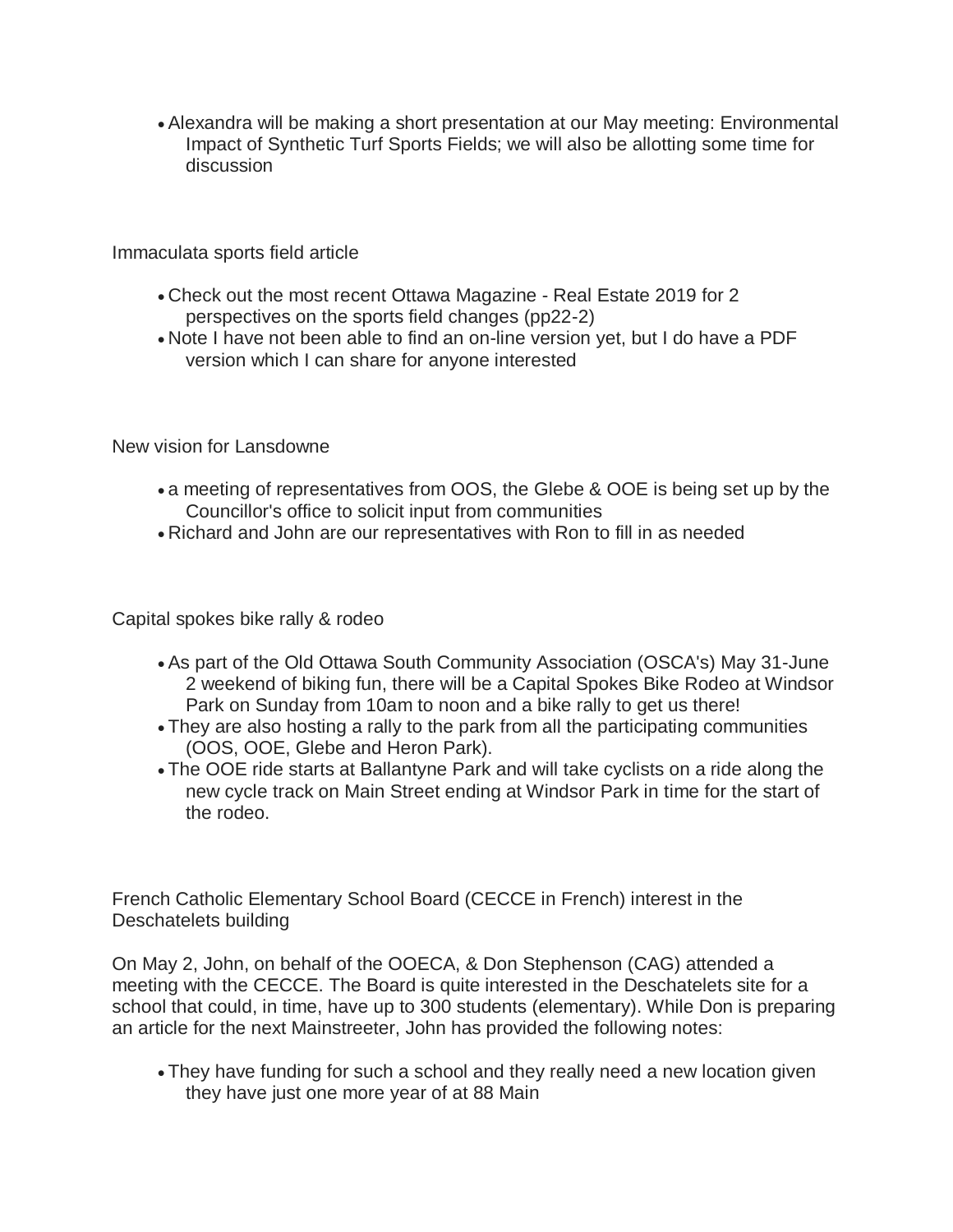- Alexandra will be making a short presentation at our May meeting: Environmental Impact of Synthetic Turf Sports Fields; we will also be allotting some time for discussion

Immaculata sports field article

- Check out the most recent Ottawa Magazine - Real Estate 2019 for 2 perspectives on the sports field changes (pp22-2)
- Note I have not been able to find an on-line version yet, but I do have a PDF version which I can share for anyone interested

New vision for Lansdowne

- a meeting of representatives from OOS, the Glebe & OOE is being set up by the Councillor's office to solicit input from communities
- Richard and John are our representatives with Ron to fill in as needed

Capital spokes bike rally & rodeo

- As part of the Old Ottawa South Community Association (OSCA's) May 31-June 2 weekend of biking fun, there will be a Capital Spokes Bike Rodeo at Windsor Park on Sunday from 10am to noon and a bike rally to get us there!
- They are also hosting a rally to the park from all the participating communities (OOS, OOE, Glebe and Heron Park).
- The OOE ride starts at Ballantyne Park and will take cyclists on a ride along the new cycle track on Main Street ending at Windsor Park in time for the start of the rodeo.

French Catholic Elementary School Board (CECCE in French) interest in the Deschatelets building

On May 2, John, on behalf of the OOECA, & Don Stephenson (CAG) attended a meeting with the CECCE. The Board is quite interested in the Deschatelets site for a school that could, in time, have up to 300 students (elementary). While Don is preparing an article for the next Mainstreeter, John has provided the following notes:

- They have funding for such a school and they really need a new location given they have just one more year of at 88 Main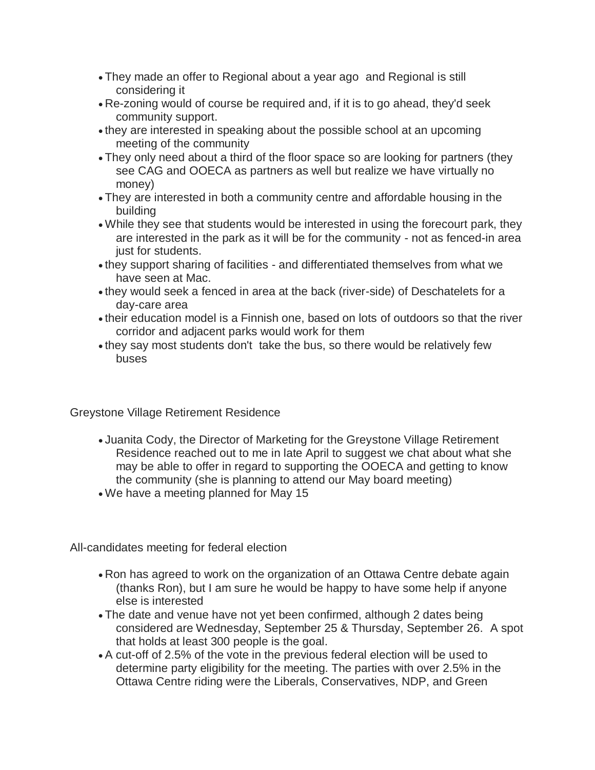- They made an offer to Regional about a year ago and Regional is still considering it
- Re-zoning would of course be required and, if it is to go ahead, they'd seek community support.
- they are interested in speaking about the possible school at an upcoming meeting of the community
- They only need about a third of the floor space so are looking for partners (they see CAG and OOECA as partners as well but realize we have virtually no money)
- They are interested in both a community centre and affordable housing in the building
- While they see that students would be interested in using the forecourt park, they are interested in the park as it will be for the community - not as fenced-in area just for students.
- they support sharing of facilities - and differentiated themselves from what we have seen at Mac.
- they would seek a fenced in area at the back (river-side) of Deschatelets for a day-care area
- their education model is a Finnish one, based on lots of outdoors so that the river corridor and adjacent parks would work for them
- they say most students don't take the bus, so there would be relatively few buses

Greystone Village Retirement Residence

- Juanita Cody, the Director of Marketing for the Greystone Village Retirement Residence reached out to me in late April to suggest we chat about what she may be able to offer in regard to supporting the OOECA and getting to know the community (she is planning to attend our May board meeting)
- We have a meeting planned for May 15

All-candidates meeting for federal election

- Ron has agreed to work on the organization of an Ottawa Centre debate again (thanks Ron), but I am sure he would be happy to have some help if anyone else is interested
- The date and venue have not yet been confirmed, although 2 dates being considered are Wednesday, September 25 & Thursday, September 26. A spot that holds at least 300 people is the goal.
- A cut-off of 2.5% of the vote in the previous federal election will be used to determine party eligibility for the meeting. The parties with over 2.5% in the Ottawa Centre riding were the Liberals, Conservatives, NDP, and Green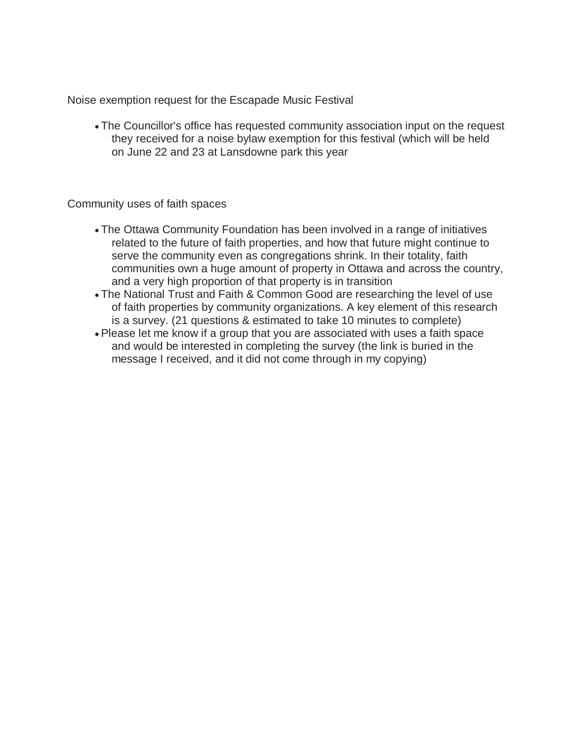Noise exemption request for the Escapade Music Festival

- The Councillor's office has requested community association input on the request they received for a noise bylaw exemption for this festival (which will be held on June 22 and 23 at Lansdowne park this year

Community uses of faith spaces

- The Ottawa Community Foundation has been involved in a range of initiatives related to the future of faith properties, and how that future might continue to serve the community even as congregations shrink. In their totality, faith communities own a huge amount of property in Ottawa and across the country, and a very high proportion of that property is in transition
- The National Trust and Faith & Common Good are researching the level of use of faith properties by community organizations. A key element of this research is a survey. (21 questions & estimated to take 10 minutes to complete)
- Please let me know if a group that you are associated with uses a faith space and would be interested in completing the survey (the link is buried in the message I received, and it did not come through in my copying)